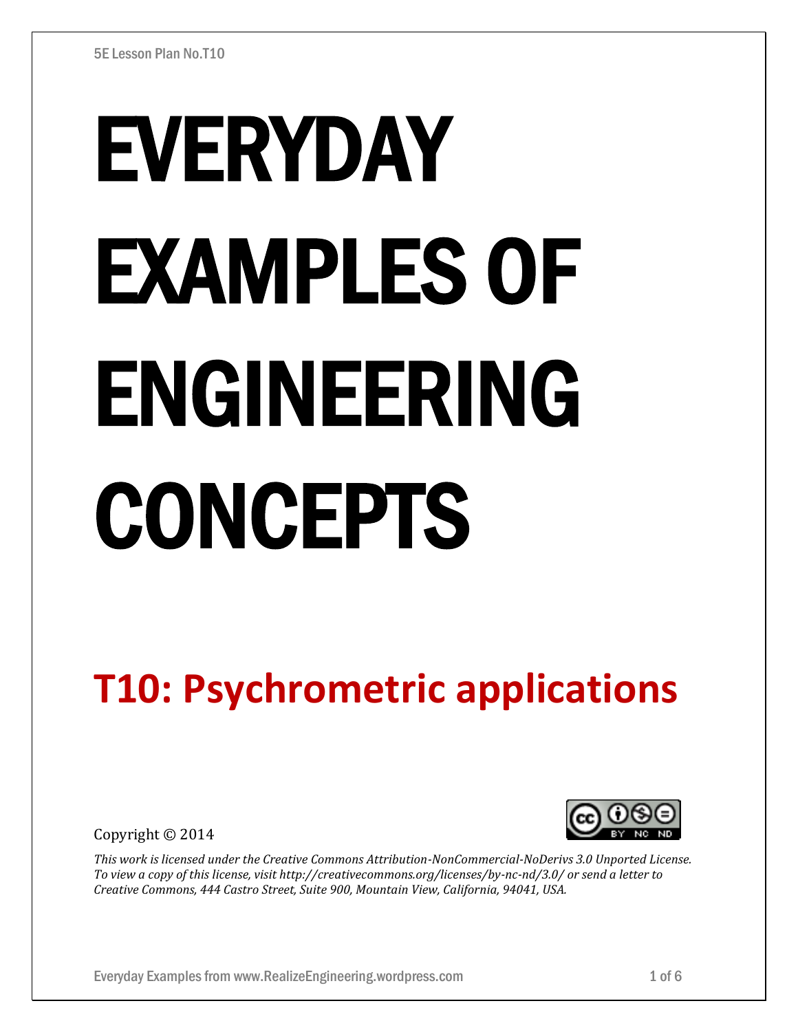# EVERYDAY EXAMPLES OF ENGINEERING CONCEPTS

## T10: Psychrometric applications

Copyright © 2014

*This work is licensed under the Creative Commons Attribution-NonCommercial-NoDerivs 3.0 Unported License. To view a copy of this license, visit http://creativecommons.org/licenses/by-nc-nd/3.0/ or send a letter to Creative Commons, 444 Castro Street, Suite 900, Mountain View, California, 94041, USA.*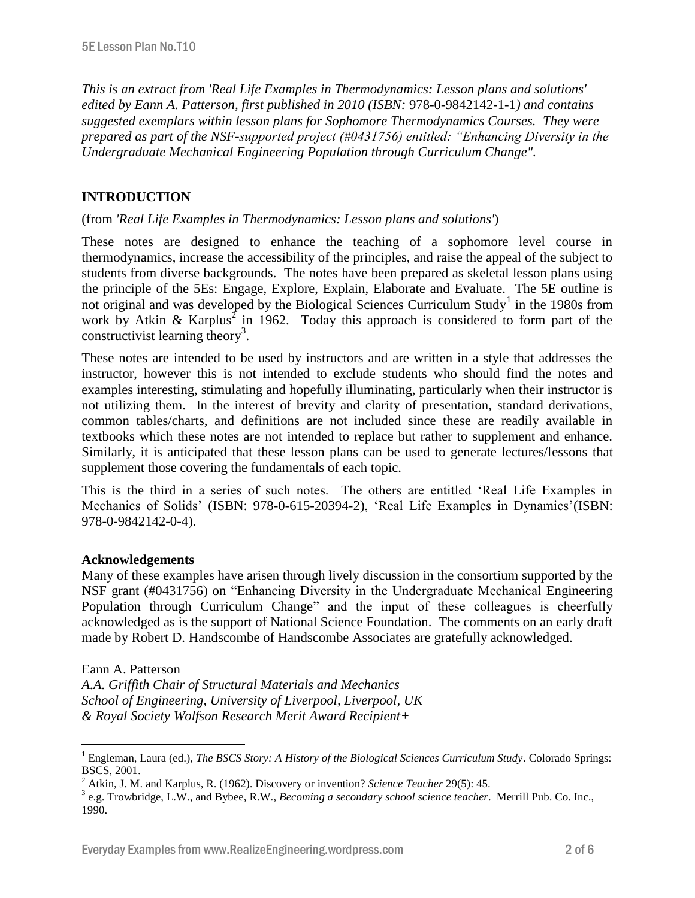*This is an extract from 'Real Life Examples in Thermodynamics: Lesson plans and solutions' edited by Eann A. Patterson, first published in 2010 (ISBN:* 978-0-9842142-1-1*) and contains suggested exemplars within lesson plans for Sophomore Thermodynamics Courses. They were prepared as part of the NSF-supported project (#0431756) entitled: "Enhancing Diversity in the Undergraduate Mechanical Engineering Population through Curriculum Change".*

## INTRODUCTION

(from *'Real Life Examples in Thermodynamics: Lesson plans and solutions'*)

These notes are designed to enhance the teaching of a sophomore level course in thermodynamics, increase the accessibility of the principles, and raise the appeal of the subject to students from diverse backgrounds. The notes have been prepared as skeletal lesson plans using the principle of the 5Es: Engage, Explore, Explain, Elaborate and Evaluate. The 5E outline is not original and was developed by the Biological Sciences Curriculum Study[1] in the 1980s from work by Atkin & Karplus[2] in 1962. Today this approach is considered to form part of the constructivist learning theory[3].

These notes are intended to be used by instructors and are written in a style that addresses the instructor, however this is not intended to exclude students who should find the notes and examples interesting, stimulating and hopefully illuminating, particularly when their instructor is not utilizing them. In the interest of brevity and clarity of presentation, standard derivations, common tables/charts, and definitions are not included since these are readily available in textbooks which these notes are not intended to replace but rather to supplement and enhance. Similarly, it is anticipated that these lesson plans can be used to generate lectures/lessons that supplement those covering the fundamentals of each topic.

This is the third in a series of such notes. The others are entitled 'Real Life Examples in Mechanics of Solids' (ISBN: 978-0-615-20394-2), 'Real Life Examples in Dynamics'(ISBN: 978-0-9842142-0-4).

### Acknowledgements

Many of these examples have arisen through lively discussion in the consortium supported by the NSF grant (#0431756) on "Enhancing Diversity in the Undergraduate Mechanical Engineering Population through Curriculum Change" and the input of these colleagues is cheerfully acknowledged as is the support of National Science Foundation. The comments on an early draft made by Robert D. Handscombe of Handscombe Associates are gratefully acknowledged.

Eann A. Patterson  
*A.A. Griffith Chair of Structural Materials and Mechanics*  
*School of Engineering, University of Liverpool, Liverpool, UK*  
*& Royal Society Wolfson Research Merit Award Recipient+*

---

[1] Engleman, Laura (ed.), *The BSCS Story: A History of the Biological Sciences Curriculum Study*. Colorado Springs: BSCS, 2001.

[2] Atkin, J. M. and Karplus, R. (1962). Discovery or invention? *Science Teacher* 29(5): 45.

[3] e.g. Trowbridge, L.W., and Bybee, R.W., *Becoming a secondary school science teacher*. Merrill Pub. Co. Inc., 1990.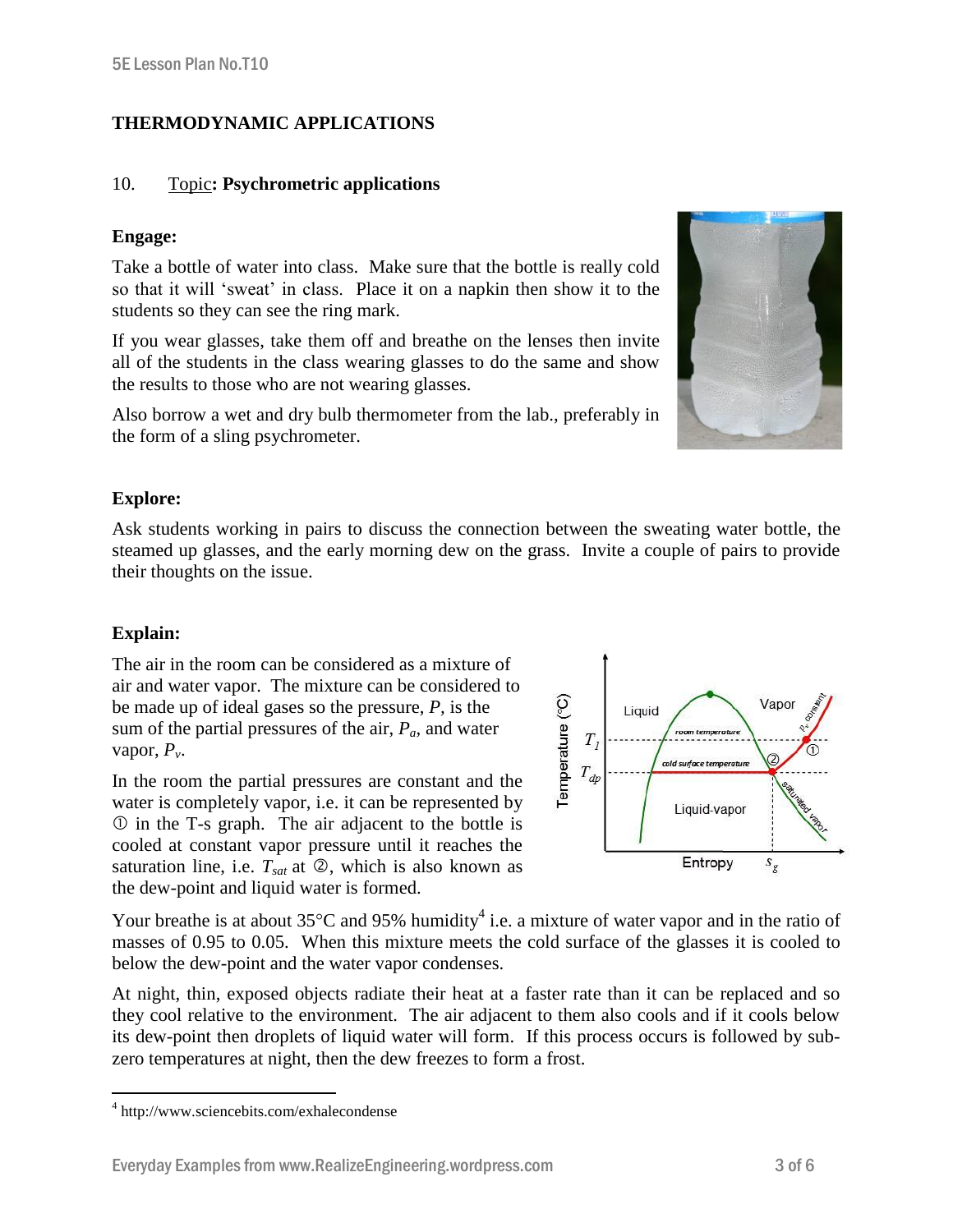# THERMODYNAMIC APPLICATIONS

## 10. Topic: Psychrometric applications

### Engage:

Take a bottle of water into class. Make sure that the bottle is really cold so that it will 'sweat' in class. Place it on a napkin then show it to the students so they can see the ring mark.

If you wear glasses, take them off and breathe on the lenses then invite all of the students in the class wearing glasses to do the same and show the results to those who are not wearing glasses.

Also borrow a wet and dry bulb thermometer from the lab., preferably in the form of a sling psychrometer.

### Explore:

Ask students working in pairs to discuss the connection between the sweating water bottle, the steamed up glasses, and the early morning dew on the grass. Invite a couple of pairs to provide their thoughts on the issue.

### Explain:

The air in the room can be considered as a mixture of air and water vapor. The mixture can be considered to be made up of ideal gases so the pressure, $P$, is the sum of the partial pressures of the air, $P_a$, and water vapor, $P_v$.

In the room the partial pressures are constant and the water is completely vapor, i.e. it can be represented by ① in the T-s graph. The air adjacent to the bottle is cooled at constant vapor pressure until it reaches the saturation line, i.e. $T_{sat}$ at ②, which is also known as the dew-point and liquid water is formed.

Your breathe is at about 35°C and 95% humidity[4] i.e. a mixture of water vapor and in the ratio of masses of 0.95 to 0.05. When this mixture meets the cold surface of the glasses it is cooled to below the dew-point and the water vapor condenses.

At night, thin, exposed objects radiate their heat at a faster rate than it can be replaced and so they cool relative to the environment. The air adjacent to them also cools and if it cools below its dew-point then droplets of liquid water will form. If this process occurs is followed by sub-zero temperatures at night, then the dew freezes to form a frost.

[4] http://www.sciencebits.com/exhalecondense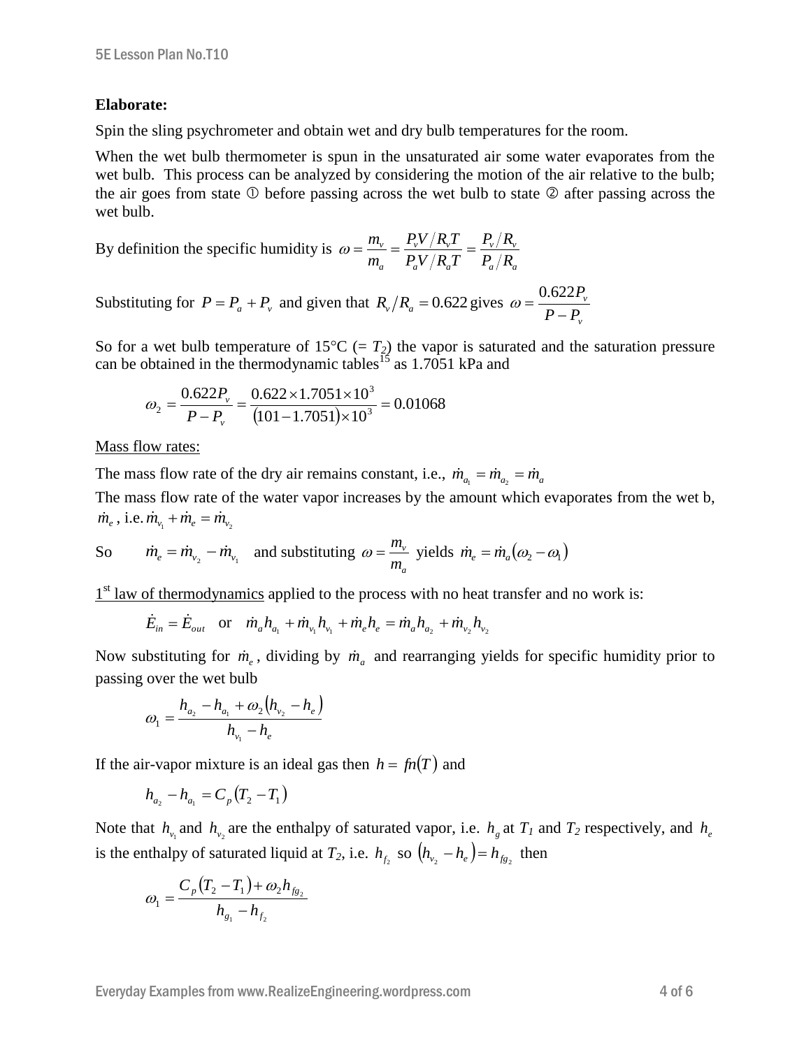**Elaborate:**

Spin the sling psychrometer and obtain wet and dry bulb temperatures for the room.

When the wet bulb thermometer is spun in the unsaturated air some water evaporates from the wet bulb. This process can be analyzed by considering the motion of the air relative to the bulb; the air goes from state ① before passing across the wet bulb to state ② after passing across the wet bulb.

By definition the specific humidity is $\omega = \dfrac{m_v}{m_a} = \dfrac{P_v V / R_v T}{P_a V / R_a T} = \dfrac{P_v / R_v}{P_a / R_a}$

Substituting for $P = P_a + P_v$ and given that $R_v / R_a = 0.622$ gives $\omega = \dfrac{0.622 P_v}{P - P_v}$

So for a wet bulb temperature of 15°C (= $T_2$) the vapor is saturated and the saturation pressure can be obtained in the thermodynamic tables[15] as 1.7051 kPa and

$$\omega_2 = \frac{0.622 P_v}{P - P_v} = \frac{0.622 \times 1.7051 \times 10^3}{(101 - 1.7051) \times 10^3} = 0.01068$$

Mass flow rates:

The mass flow rate of the dry air remains constant, i.e., $\dot{m}_{a_1} = \dot{m}_{a_2} = \dot{m}_a$

The mass flow rate of the water vapor increases by the amount which evaporates from the wet b, $\dot{m}_e$, i.e. $\dot{m}_{v_1} + \dot{m}_e = \dot{m}_{v_2}$

So $\quad \dot{m}_e = \dot{m}_{v_2} - \dot{m}_{v_1}$ and substituting $\omega = \dfrac{m_v}{m_a}$ yields $\dot{m}_e = \dot{m}_a (\omega_2 - \omega_1)$

1[st] law of thermodynamics applied to the process with no heat transfer and no work is:

$$\dot{E}_{in} = \dot{E}_{out} \quad \text{or} \quad \dot{m}_a h_{a_1} + \dot{m}_{v_1} h_{v_1} + \dot{m}_e h_e = \dot{m}_a h_{a_2} + \dot{m}_{v_2} h_{v_2}$$

Now substituting for $\dot{m}_e$, dividing by $\dot{m}_a$ and rearranging yields for specific humidity prior to passing over the wet bulb

$$\omega_1 = \frac{h_{a_2} - h_{a_1} + \omega_2 (h_{v_2} - h_e)}{h_{v_1} - h_e}$$

If the air-vapor mixture is an ideal gas then $h = fn(T)$ and

$$h_{a_2} - h_{a_1} = C_p (T_2 - T_1)$$

Note that $h_{v_1}$ and $h_{v_2}$ are the enthalpy of saturated vapor, i.e. $h_g$ at $T_1$ and $T_2$ respectively, and $h_e$ is the enthalpy of saturated liquid at $T_2$, i.e. $h_{f_2}$ so $(h_{v_2} - h_e) = h_{fg_2}$ then

$$\omega_1 = \frac{C_p (T_2 - T_1) + \omega_2 h_{fg_2}}{h_{g_1} - h_{f_2}}$$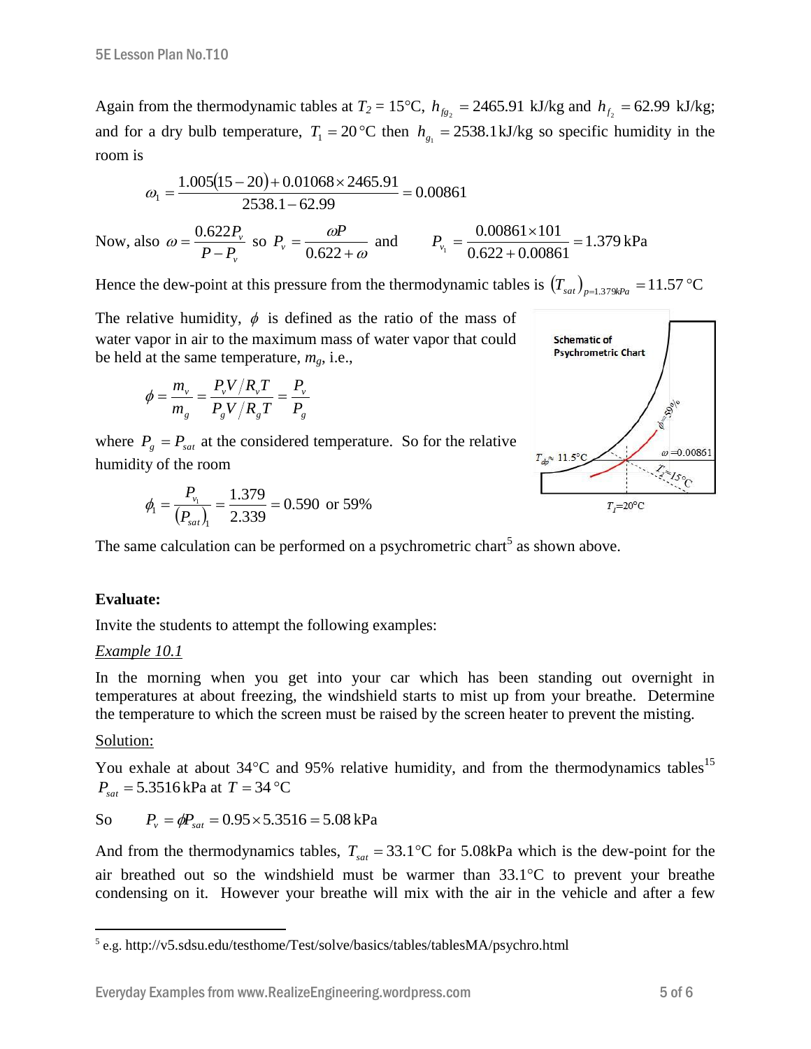Again from the thermodynamic tables at $T_2 = 15°C$, $h_{fg_2} = 2465.91$ kJ/kg and $h_{f_2} = 62.99$ kJ/kg; and for a dry bulb temperature, $T_1 = 20\,°C$ then $h_{g_1} = 2538.1$ kJ/kg so specific humidity in the room is

$$\omega_1 = \frac{1.005(15-20) + 0.01068 \times 2465.91}{2538.1 - 62.99} = 0.00861$$

Now, also $\omega = \dfrac{0.622 P_v}{P - P_v}$ so $P_v = \dfrac{\omega P}{0.622 + \omega}$ and $P_{v_1} = \dfrac{0.00861 \times 101}{0.622 + 0.00861} = 1.379$ kPa

Hence the dew-point at this pressure from the thermodynamic tables is $(T_{sat})_{p=1.379kPa} = 11.57\,°C$

The relative humidity, $\phi$ is defined as the ratio of the mass of water vapor in air to the maximum mass of water vapor that could be held at the same temperature, $m_g$, i.e.,

$$\phi = \frac{m_v}{m_g} = \frac{P_v V / R_v T}{P_g V / R_g T} = \frac{P_v}{P_g}$$

where $P_g = P_{sat}$ at the considered temperature. So for the relative humidity of the room

$$\phi_1 = \frac{P_{v_1}}{(P_{sat})_1} = \frac{1.379}{2.339} = 0.590 \text{ or } 59\%$$

The same calculation can be performed on a psychrometric chart[5] as shown above.

**Evaluate:**

Invite the students to attempt the following examples:

*Example 10.1*

In the morning when you get into your car which has been standing out overnight in temperatures at about freezing, the windshield starts to mist up from your breathe. Determine the temperature to which the screen must be raised by the screen heater to prevent the misting.

Solution:

You exhale at about 34°C and 95% relative humidity, and from the thermodynamics tables[15] $P_{sat} = 5.3516$ kPa at $T = 34\,°C$

So $P_v = \phi P_{sat} = 0.95 \times 5.3516 = 5.08$ kPa

And from the thermodynamics tables, $T_{sat} = 33.1°C$ for 5.08kPa which is the dew-point for the air breathed out so the windshield must be warmer than 33.1°C to prevent your breathe condensing on it. However your breathe will mix with the air in the vehicle and after a few

---

[5] e.g. http://v5.sdsu.edu/testhome/Test/solve/basics/tables/tablesMA/psychro.html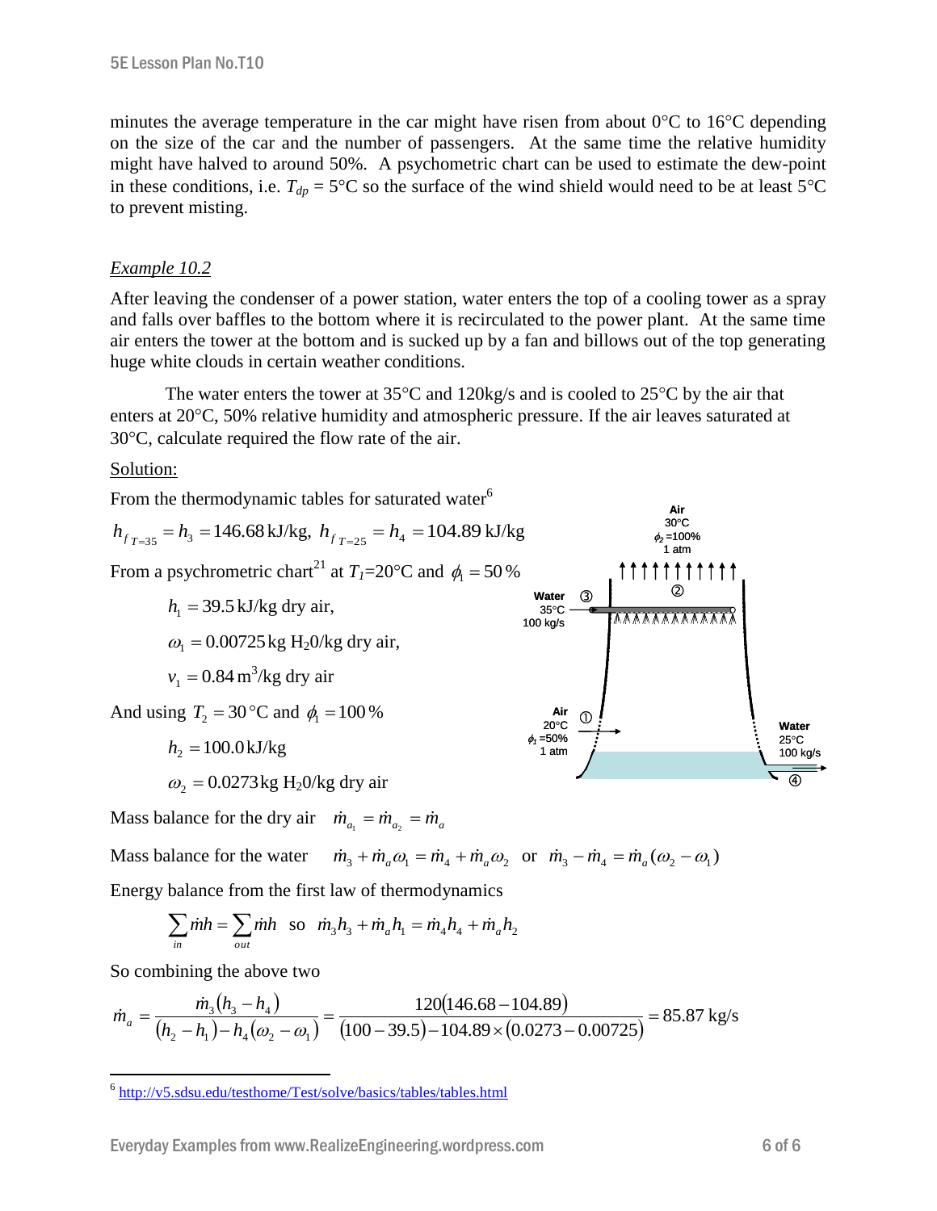minutes the average temperature in the car might have risen from about 0°C to 16°C depending on the size of the car and the number of passengers. At the same time the relative humidity might have halved to around 50%. A psychometric chart can be used to estimate the dew-point in these conditions, i.e. $T_{dp}$ = 5°C so the surface of the wind shield would need to be at least 5°C to prevent misting.

*Example 10.2*

After leaving the condenser of a power station, water enters the top of a cooling tower as a spray and falls over baffles to the bottom where it is recirculated to the power plant. At the same time air enters the tower at the bottom and is sucked up by a fan and billows out of the top generating huge white clouds in certain weather conditions.

The water enters the tower at 35°C and 120kg/s and is cooled to 25°C by the air that enters at 20°C, 50% relative humidity and atmospheric pressure. If the air leaves saturated at 30°C, calculate required the flow rate of the air.

Solution:

From the thermodynamic tables for saturated water[6]

$h_{f\,T=35} = h_3 = 146.68$ kJ/kg, $h_{f\,T=25} = h_4 = 104.89$ kJ/kg

From a psychrometric chart[21] at $T_1$=20°C and $\phi_1 = 50\,\%$

$h_1 = 39.5$ kJ/kg dry air,

$\omega_1 = 0.00725$ kg $H_20$/kg dry air,

$v_1 = 0.84$ m$^3$/kg dry air

And using $T_2 = 30\,°\text{C}$ and $\phi_1 = 100\,\%$

$h_2 = 100.0$ kJ/kg

$\omega_2 = 0.0273$ kg $H_20$/kg dry air

Air
30°C
$\phi_2$ =100%
1 atm
②
Water ③
35°C
100 kg/s
Air ①
20°C
$\phi_1$ =50%
1 atm
Water
25°C
100 kg/s
④

Mass balance for the dry air $\quad \dot{m}_{a_1} = \dot{m}_{a_2} = \dot{m}_a$

Mass balance for the water $\quad \dot{m}_3 + \dot{m}_a\omega_1 = \dot{m}_4 + \dot{m}_a\omega_2$ or $\dot{m}_3 - \dot{m}_4 = \dot{m}_a(\omega_2 - \omega_1)$

Energy balance from the first law of thermodynamics

$$\sum_{in} \dot{m}h = \sum_{out} \dot{m}h \quad \text{so} \quad \dot{m}_3 h_3 + \dot{m}_a h_1 = \dot{m}_4 h_4 + \dot{m}_a h_2$$

So combining the above two

$$\dot{m}_a = \frac{\dot{m}_3(h_3 - h_4)}{(h_2 - h_1) - h_4(\omega_2 - \omega_1)} = \frac{120(146.68 - 104.89)}{(100 - 39.5) - 104.89 \times (0.0273 - 0.00725)} = 85.87 \text{ kg/s}$$

---

[6] http://v5.sdsu.edu/testhome/Test/solve/basics/tables/tables.html